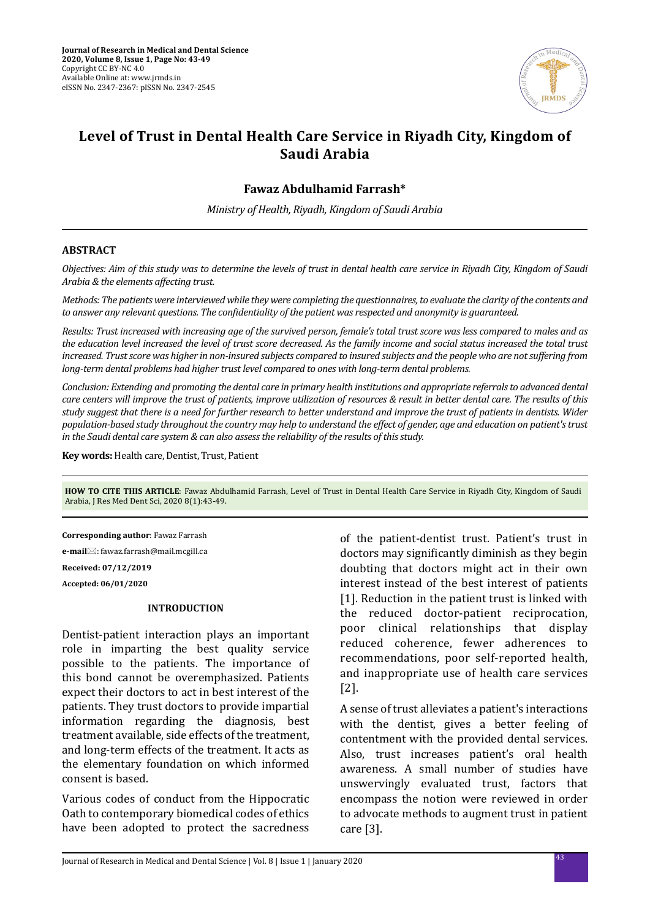# Level of Trust in Dental Health Care Service in Riyadh City, Kingdom of Saudi Arabia

**Fawaz Abdulhamid Farrash***

*Ministry of Health, Riyadh, Kingdom of Saudi Arabia*

---

## ABSTRACT

*Objectives: Aim of this study was to determine the levels of trust in dental health care service in Riyadh City, Kingdom of Saudi Arabia & the elements affecting trust.*

*Methods: The patients were interviewed while they were completing the questionnaires, to evaluate the clarity of the contents and to answer any relevant questions. The confidentiality of the patient was respected and anonymity is guaranteed.*

*Results: Trust increased with increasing age of the survived person, female's total trust score was less compared to males and as the education level increased the level of trust score decreased. As the family income and social status increased the total trust increased. Trust score was higher in non-insured subjects compared to insured subjects and the people who are not suffering from long-term dental problems had higher trust level compared to ones with long-term dental problems.*

*Conclusion: Extending and promoting the dental care in primary health institutions and appropriate referrals to advanced dental care centers will improve the trust of patients, improve utilization of resources & result in better dental care. The results of this study suggest that there is a need for further research to better understand and improve the trust of patients in dentists. Wider population-based study throughout the country may help to understand the effect of gender, age and education on patient's trust in the Saudi dental care system & can also assess the reliability of the results of this study.*

**Key words:** Health care, Dentist, Trust, Patient

---

**HOW TO CITE THIS ARTICLE**: Fawaz Abdulhamid Farrash, Level of Trust in Dental Health Care Service in Riyadh City, Kingdom of Saudi Arabia, J Res Med Dent Sci, 2020 8(1):43-49.

---

**Corresponding author**: Fawaz Farrash

**e-mail**: fawaz.farrash@mail.mcgill.ca

**Received: 07/12/2019**

**Accepted: 06/01/2020**

## INTRODUCTION

Dentist-patient interaction plays an important role in imparting the best quality service possible to the patients. The importance of this bond cannot be overemphasized. Patients expect their doctors to act in best interest of the patients. They trust doctors to provide impartial information regarding the diagnosis, best treatment available, side effects of the treatment, and long-term effects of the treatment. It acts as the elementary foundation on which informed consent is based.

Various codes of conduct from the Hippocratic Oath to contemporary biomedical codes of ethics have been adopted to protect the sacredness of the patient-dentist trust. Patient's trust in doctors may significantly diminish as they begin doubting that doctors might act in their own interest instead of the best interest of patients [1]. Reduction in the patient trust is linked with the reduced doctor-patient reciprocation, poor clinical relationships that display reduced coherence, fewer adherences to recommendations, poor self-reported health, and inappropriate use of health care services [2].

A sense of trust alleviates a patient's interactions with the dentist, gives a better feeling of contentment with the provided dental services. Also, trust increases patient's oral health awareness. A small number of studies have unswervingly evaluated trust, factors that encompass the notion were reviewed in order to advocate methods to augment trust in patient care [3].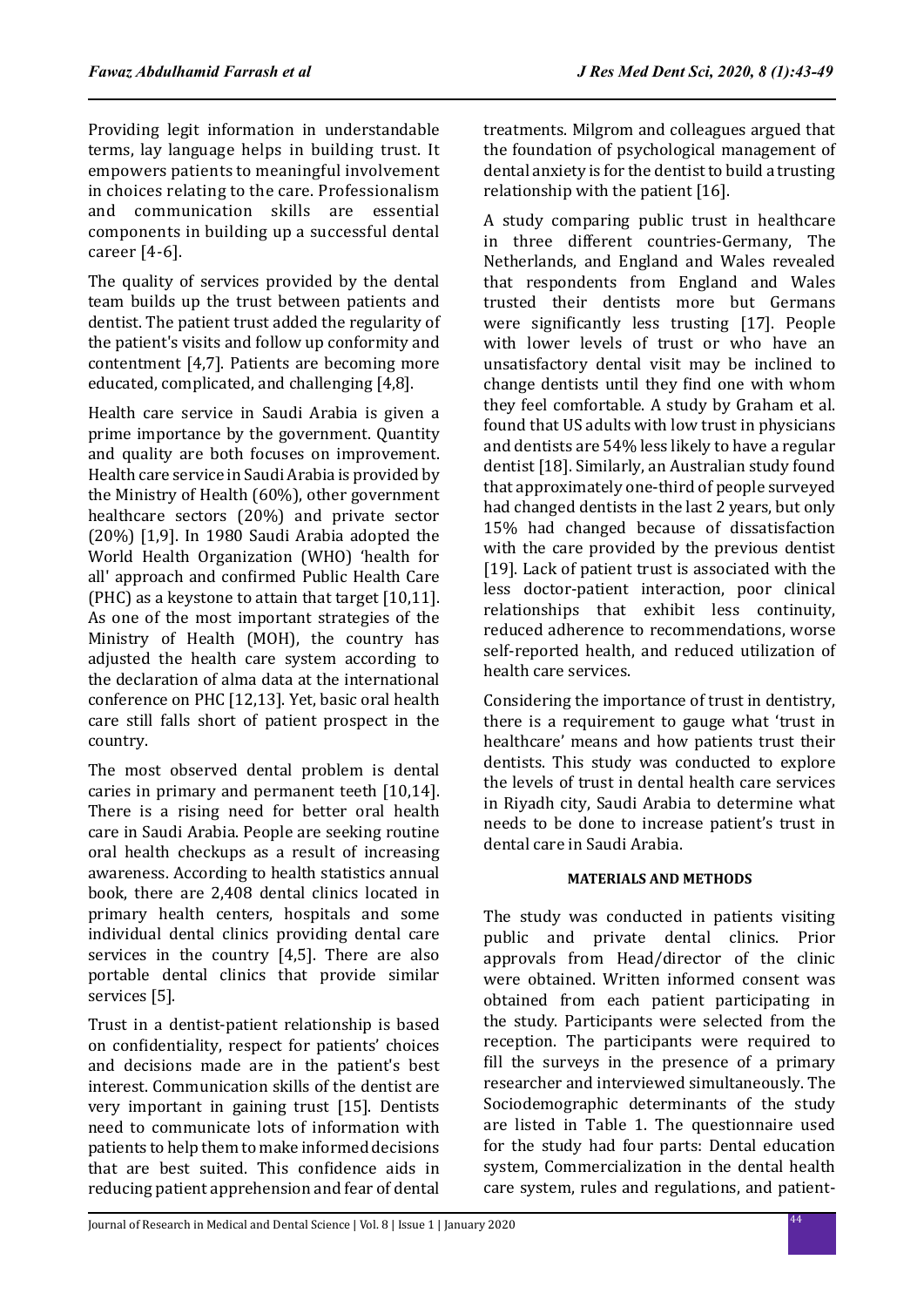Providing legit information in understandable terms, lay language helps in building trust. It empowers patients to meaningful involvement in choices relating to the care. Professionalism and communication skills are essential components in building up a successful dental career [4-6].

The quality of services provided by the dental team builds up the trust between patients and dentist. The patient trust added the regularity of the patient's visits and follow up conformity and contentment [4,7]. Patients are becoming more educated, complicated, and challenging [4,8].

Health care service in Saudi Arabia is given a prime importance by the government. Quantity and quality are both focuses on improvement. Health care service in Saudi Arabia is provided by the Ministry of Health (60%), other government healthcare sectors (20%) and private sector (20%) [1,9]. In 1980 Saudi Arabia adopted the World Health Organization (WHO) 'health for all' approach and confirmed Public Health Care (PHC) as a keystone to attain that target [10,11]. As one of the most important strategies of the Ministry of Health (MOH), the country has adjusted the health care system according to the declaration of alma data at the international conference on PHC [12,13]. Yet, basic oral health care still falls short of patient prospect in the country.

The most observed dental problem is dental caries in primary and permanent teeth [10,14]. There is a rising need for better oral health care in Saudi Arabia. People are seeking routine oral health checkups as a result of increasing awareness. According to health statistics annual book, there are 2,408 dental clinics located in primary health centers, hospitals and some individual dental clinics providing dental care services in the country [4,5]. There are also portable dental clinics that provide similar services [5].

Trust in a dentist-patient relationship is based on confidentiality, respect for patients' choices and decisions made are in the patient's best interest. Communication skills of the dentist are very important in gaining trust [15]. Dentists need to communicate lots of information with patients to help them to make informed decisions that are best suited. This confidence aids in reducing patient apprehension and fear of dental treatments. Milgrom and colleagues argued that the foundation of psychological management of dental anxiety is for the dentist to build a trusting relationship with the patient [16].

A study comparing public trust in healthcare in three different countries-Germany, The Netherlands, and England and Wales revealed that respondents from England and Wales trusted their dentists more but Germans were significantly less trusting [17]. People with lower levels of trust or who have an unsatisfactory dental visit may be inclined to change dentists until they find one with whom they feel comfortable. A study by Graham et al. found that US adults with low trust in physicians and dentists are 54% less likely to have a regular dentist [18]. Similarly, an Australian study found that approximately one-third of people surveyed had changed dentists in the last 2 years, but only 15% had changed because of dissatisfaction with the care provided by the previous dentist [19]. Lack of patient trust is associated with the less doctor-patient interaction, poor clinical relationships that exhibit less continuity, reduced adherence to recommendations, worse self-reported health, and reduced utilization of health care services.

Considering the importance of trust in dentistry, there is a requirement to gauge what 'trust in healthcare' means and how patients trust their dentists. This study was conducted to explore the levels of trust in dental health care services in Riyadh city, Saudi Arabia to determine what needs to be done to increase patient's trust in dental care in Saudi Arabia.

## MATERIALS AND METHODS

The study was conducted in patients visiting public and private dental clinics. Prior approvals from Head/director of the clinic were obtained. Written informed consent was obtained from each patient participating in the study. Participants were selected from the reception. The participants were required to fill the surveys in the presence of a primary researcher and interviewed simultaneously. The Sociodemographic determinants of the study are listed in Table 1. The questionnaire used for the study had four parts: Dental education system, Commercialization in the dental health care system, rules and regulations, and patient-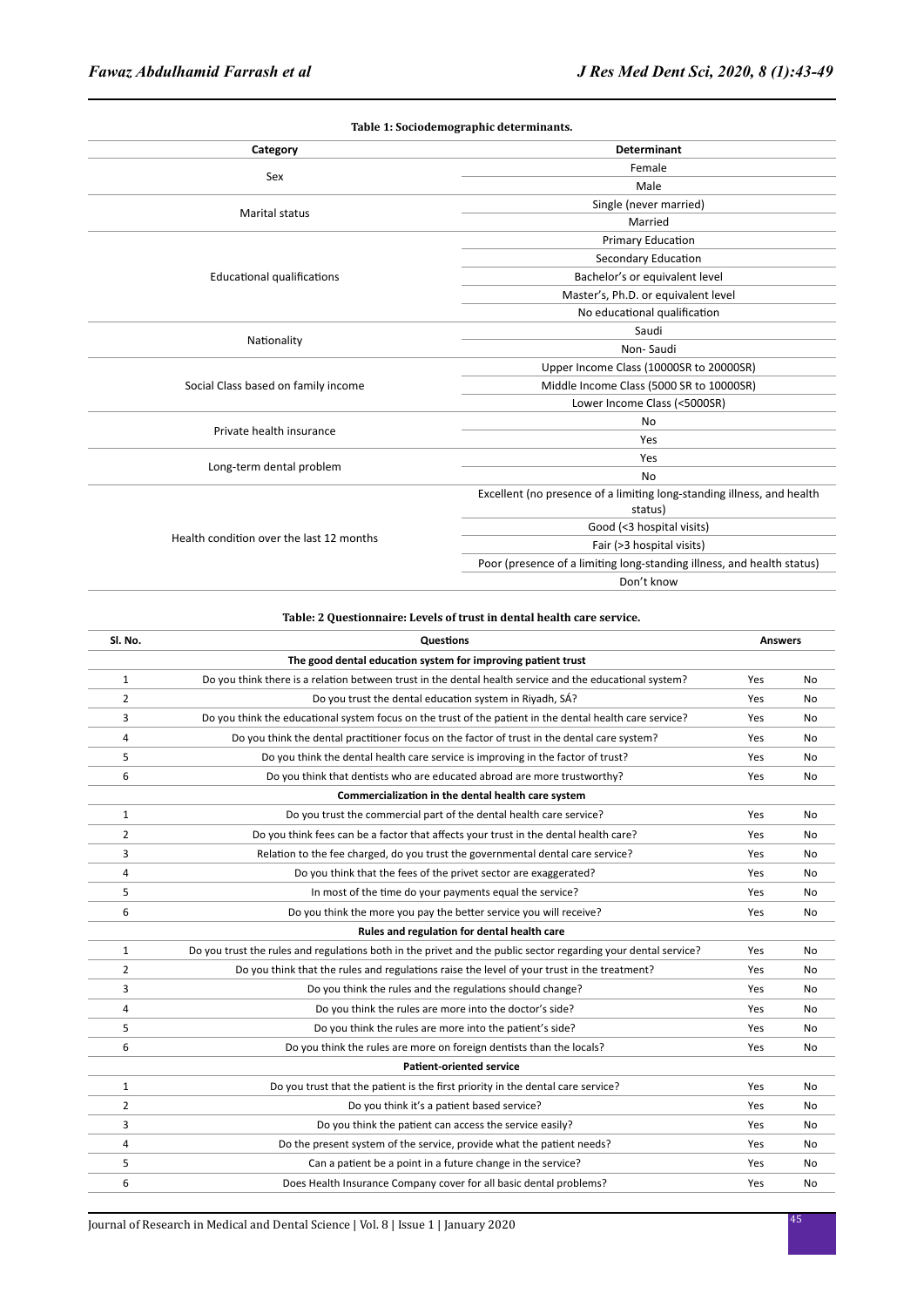**Table 1: Sociodemographic determinants.**

| Category | Determinant |
|---|---|
| Sex | Female |
| | Male |
| Marital status | Single (never married) |
| | Married |
| Educational qualifications | Primary Education |
| | Secondary Education |
| | Bachelor's or equivalent level |
| | Master's, Ph.D. or equivalent level |
| | No educational qualification |
| Nationality | Saudi |
| | Non- Saudi |
| Social Class based on family income | Upper Income Class (10000SR to 20000SR) |
| | Middle Income Class (5000 SR to 10000SR) |
| | Lower Income Class (<5000SR) |
| Private health insurance | No |
| | Yes |
| Long-term dental problem | Yes |
| | No |
| Health condition over the last 12 months | Excellent (no presence of a limiting long-standing illness, and health status) |
| | Good (<3 hospital visits) |
| | Fair (>3 hospital visits) |
| | Poor (presence of a limiting long-standing illness, and health status) |
| | Don't know |

**Table: 2 Questionnaire: Levels of trust in dental health care service.**

| Sl. No. | Questions | Answers | |
|---|---|---|---|
| | **The good dental education system for improving patient trust** | | |
| 1 | Do you think there is a relation between trust in the dental health service and the educational system? | Yes | No |
| 2 | Do you trust the dental education system in Riyadh, SÁ? | Yes | No |
| 3 | Do you think the educational system focus on the trust of the patient in the dental health care service? | Yes | No |
| 4 | Do you think the dental practitioner focus on the factor of trust in the dental care system? | Yes | No |
| 5 | Do you think the dental health care service is improving in the factor of trust? | Yes | No |
| 6 | Do you think that dentists who are educated abroad are more trustworthy? | Yes | No |
| | **Commercialization in the dental health care system** | | |
| 1 | Do you trust the commercial part of the dental health care service? | Yes | No |
| 2 | Do you think fees can be a factor that affects your trust in the dental health care? | Yes | No |
| 3 | Relation to the fee charged, do you trust the governmental dental care service? | Yes | No |
| 4 | Do you think that the fees of the privet sector are exaggerated? | Yes | No |
| 5 | In most of the time do your payments equal the service? | Yes | No |
| 6 | Do you think the more you pay the better service you will receive? | Yes | No |
| | **Rules and regulation for dental health care** | | |
| 1 | Do you trust the rules and regulations both in the privet and the public sector regarding your dental service? | Yes | No |
| 2 | Do you think that the rules and regulations raise the level of your trust in the treatment? | Yes | No |
| 3 | Do you think the rules and the regulations should change? | Yes | No |
| 4 | Do you think the rules are more into the doctor's side? | Yes | No |
| 5 | Do you think the rules are more into the patient's side? | Yes | No |
| 6 | Do you think the rules are more on foreign dentists than the locals? | Yes | No |
| | **Patient-oriented service** | | |
| 1 | Do you trust that the patient is the first priority in the dental care service? | Yes | No |
| 2 | Do you think it's a patient based service? | Yes | No |
| 3 | Do you think the patient can access the service easily? | Yes | No |
| 4 | Do the present system of the service, provide what the patient needs? | Yes | No |
| 5 | Can a patient be a point in a future change in the service? | Yes | No |
| 6 | Does Health Insurance Company cover for all basic dental problems? | Yes | No |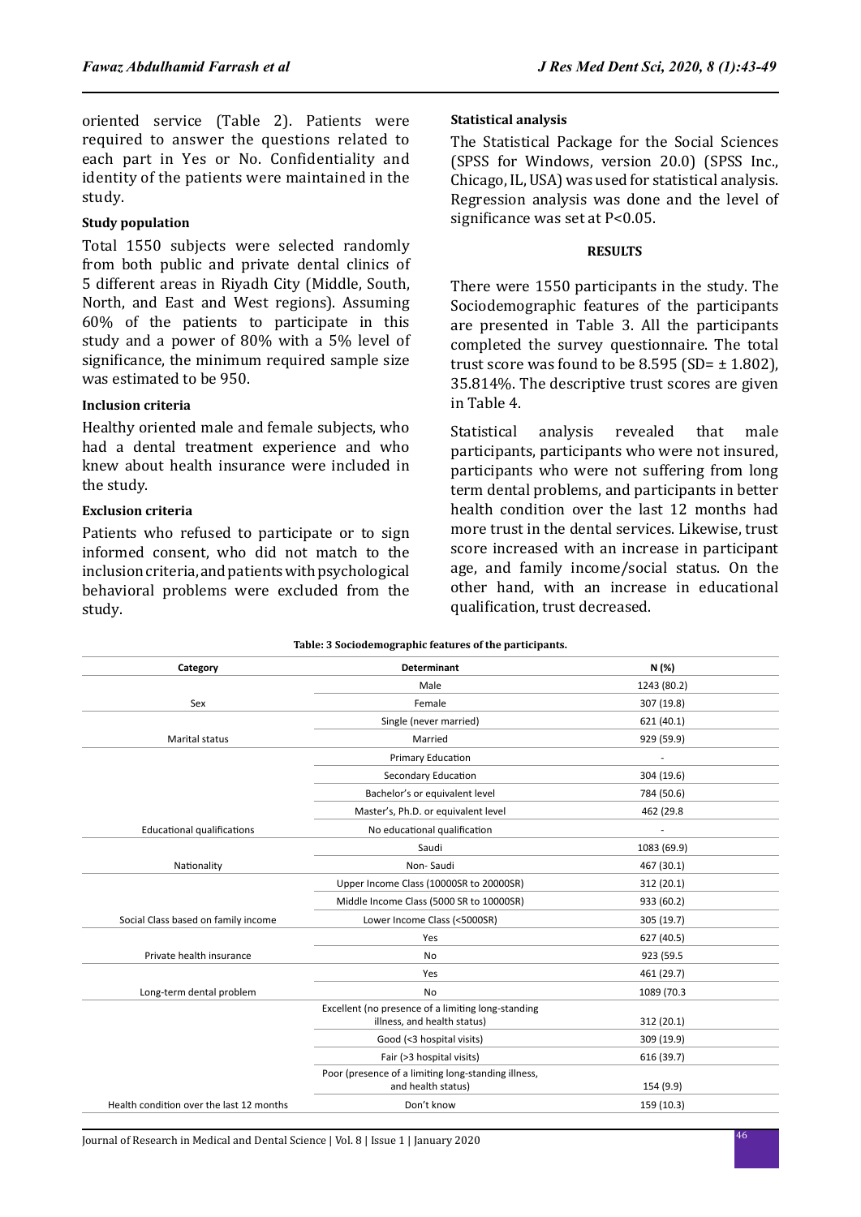oriented service (Table 2). Patients were required to answer the questions related to each part in Yes or No. Confidentiality and identity of the patients were maintained in the study.

**Study population**

Total 1550 subjects were selected randomly from both public and private dental clinics of 5 different areas in Riyadh City (Middle, South, North, and East and West regions). Assuming 60% of the patients to participate in this study and a power of 80% with a 5% level of significance, the minimum required sample size was estimated to be 950.

**Inclusion criteria**

Healthy oriented male and female subjects, who had a dental treatment experience and who knew about health insurance were included in the study.

**Exclusion criteria**

Patients who refused to participate or to sign informed consent, who did not match to the inclusion criteria, and patients with psychological behavioral problems were excluded from the study.

**Statistical analysis**

The Statistical Package for the Social Sciences (SPSS for Windows, version 20.0) (SPSS Inc., Chicago, IL, USA) was used for statistical analysis. Regression analysis was done and the level of significance was set at P<0.05.

## RESULTS

There were 1550 participants in the study. The Sociodemographic features of the participants are presented in Table 3. All the participants completed the survey questionnaire. The total trust score was found to be 8.595 (SD= ± 1.802), 35.814%. The descriptive trust scores are given in Table 4.

Statistical analysis revealed that male participants, participants who were not insured, participants who were not suffering from long term dental problems, and participants in better health condition over the last 12 months had more trust in the dental services. Likewise, trust score increased with an increase in participant age, and family income/social status. On the other hand, with an increase in educational qualification, trust decreased.

**Table: 3 Sociodemographic features of the participants.**

| Category | Determinant | N (%) |
|---|---|---|
| Sex | Male | 1243 (80.2) |
| | Female | 307 (19.8) |
| Marital status | Single (never married) | 621 (40.1) |
| | Married | 929 (59.9) |
| Educational qualifications | Primary Education | - |
| | Secondary Education | 304 (19.6) |
| | Bachelor's or equivalent level | 784 (50.6) |
| | Master's, Ph.D. or equivalent level | 462 (29.8 |
| | No educational qualification | - |
| Nationality | Saudi | 1083 (69.9) |
| | Non- Saudi | 467 (30.1) |
| Social Class based on family income | Upper Income Class (10000SR to 20000SR) | 312 (20.1) |
| | Middle Income Class (5000 SR to 10000SR) | 933 (60.2) |
| | Lower Income Class (<5000SR) | 305 (19.7) |
| Private health insurance | Yes | 627 (40.5) |
| | No | 923 (59.5 |
| Long-term dental problem | Yes | 461 (29.7) |
| | No | 1089 (70.3 |
| Health condition over the last 12 months | Excellent (no presence of a limiting long-standing illness, and health status) | 312 (20.1) |
| | Good (<3 hospital visits) | 309 (19.9) |
| | Fair (>3 hospital visits) | 616 (39.7) |
| | Poor (presence of a limiting long-standing illness, and health status) | 154 (9.9) |
| | Don't know | 159 (10.3) |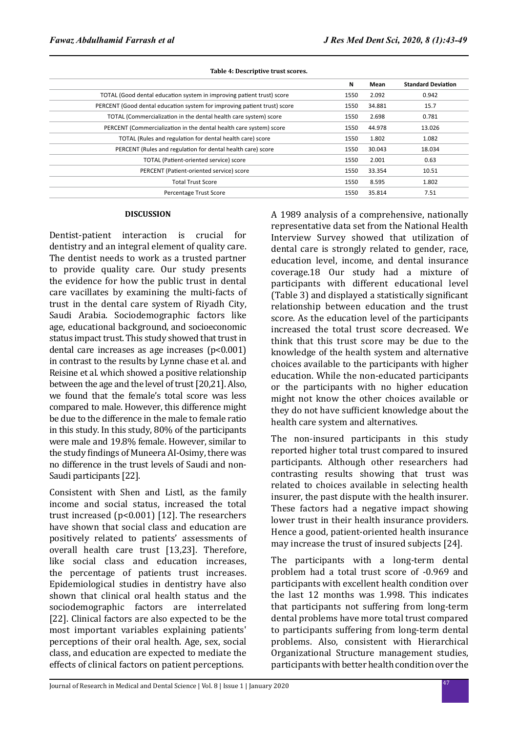**Table 4: Descriptive trust scores.**

| | N | Mean | Standard Deviation |
|---|---|---|---|
| TOTAL (Good dental education system in improving patient trust) score | 1550 | 2.092 | 0.942 |
| PERCENT (Good dental education system for improving patient trust) score | 1550 | 34.881 | 15.7 |
| TOTAL (Commercialization in the dental health care system) score | 1550 | 2.698 | 0.781 |
| PERCENT (Commercialization in the dental health care system) score | 1550 | 44.978 | 13.026 |
| TOTAL (Rules and regulation for dental health care) score | 1550 | 1.802 | 1.082 |
| PERCENT (Rules and regulation for dental health care) score | 1550 | 30.043 | 18.034 |
| TOTAL (Patient-oriented service) score | 1550 | 2.001 | 0.63 |
| PERCENT (Patient-oriented service) score | 1550 | 33.354 | 10.51 |
| Total Trust Score | 1550 | 8.595 | 1.802 |
| Percentage Trust Score | 1550 | 35.814 | 7.51 |

## DISCUSSION

Dentist-patient interaction is crucial for dentistry and an integral element of quality care. The dentist needs to work as a trusted partner to provide quality care. Our study presents the evidence for how the public trust in dental care vacillates by examining the multi-facts of trust in the dental care system of Riyadh City, Saudi Arabia. Sociodemographic factors like age, educational background, and socioeconomic status impact trust. This study showed that trust in dental care increases as age increases ($p<0.001$) in contrast to the results by Lynne chase et al. and Reisine et al. which showed a positive relationship between the age and the level of trust [20,21]. Also, we found that the female's total score was less compared to male. However, this difference might be due to the difference in the male to female ratio in this study. In this study, 80% of the participants were male and 19.8% female. However, similar to the study findings of Muneera AI-Osimy, there was no difference in the trust levels of Saudi and non-Saudi participants [22].

Consistent with Shen and Listl, as the family income and social status, increased the total trust increased ($p<0.001$) [12]. The researchers have shown that social class and education are positively related to patients' assessments of overall health care trust [13,23]. Therefore, like social class and education increases, the percentage of patients trust increases. Epidemiological studies in dentistry have also shown that clinical oral health status and the sociodemographic factors are interrelated [22]. Clinical factors are also expected to be the most important variables explaining patients' perceptions of their oral health. Age, sex, social class, and education are expected to mediate the effects of clinical factors on patient perceptions.

A 1989 analysis of a comprehensive, nationally representative data set from the National Health Interview Survey showed that utilization of dental care is strongly related to gender, race, education level, income, and dental insurance coverage.18 Our study had a mixture of participants with different educational level (Table 3) and displayed a statistically significant relationship between education and the trust score. As the education level of the participants increased the total trust score decreased. We think that this trust score may be due to the knowledge of the health system and alternative choices available to the participants with higher education. While the non-educated participants or the participants with no higher education might not know the other choices available or they do not have sufficient knowledge about the health care system and alternatives.

The non-insured participants in this study reported higher total trust compared to insured participants. Although other researchers had contrasting results showing that trust was related to choices available in selecting health insurer, the past dispute with the health insurer. These factors had a negative impact showing lower trust in their health insurance providers. Hence a good, patient-oriented health insurance may increase the trust of insured subjects [24].

The participants with a long-term dental problem had a total trust score of -0.969 and participants with excellent health condition over the last 12 months was 1.998. This indicates that participants not suffering from long-term dental problems have more total trust compared to participants suffering from long-term dental problems. Also, consistent with Hierarchical Organizational Structure management studies, participants with better health condition over the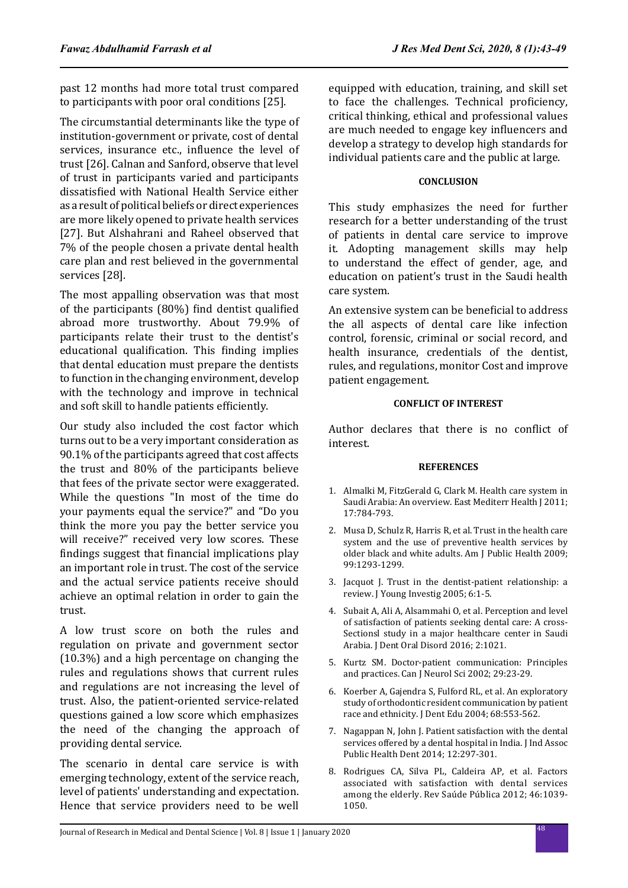past 12 months had more total trust compared to participants with poor oral conditions [25].

The circumstantial determinants like the type of institution-government or private, cost of dental services, insurance etc., influence the level of trust [26]. Calnan and Sanford, observe that level of trust in participants varied and participants dissatisfied with National Health Service either as a result of political beliefs or direct experiences are more likely opened to private health services [27]. But Alshahrani and Raheel observed that 7% of the people chosen a private dental health care plan and rest believed in the governmental services [28].

The most appalling observation was that most of the participants (80%) find dentist qualified abroad more trustworthy. About 79.9% of participants relate their trust to the dentist's educational qualification. This finding implies that dental education must prepare the dentists to function in the changing environment, develop with the technology and improve in technical and soft skill to handle patients efficiently.

Our study also included the cost factor which turns out to be a very important consideration as 90.1% of the participants agreed that cost affects the trust and 80% of the participants believe that fees of the private sector were exaggerated. While the questions "In most of the time do your payments equal the service?" and "Do you think the more you pay the better service you will receive?" received very low scores. These findings suggest that financial implications play an important role in trust. The cost of the service and the actual service patients receive should achieve an optimal relation in order to gain the trust.

A low trust score on both the rules and regulation on private and government sector (10.3%) and a high percentage on changing the rules and regulations shows that current rules and regulations are not increasing the level of trust. Also, the patient-oriented service-related questions gained a low score which emphasizes the need of the changing the approach of providing dental service.

The scenario in dental care service is with emerging technology, extent of the service reach, level of patients' understanding and expectation. Hence that service providers need to be well equipped with education, training, and skill set to face the challenges. Technical proficiency, critical thinking, ethical and professional values are much needed to engage key influencers and develop a strategy to develop high standards for individual patients care and the public at large.

## CONCLUSION

This study emphasizes the need for further research for a better understanding of the trust of patients in dental care service to improve it. Adopting management skills may help to understand the effect of gender, age, and education on patient's trust in the Saudi health care system.

An extensive system can be beneficial to address the all aspects of dental care like infection control, forensic, criminal or social record, and health insurance, credentials of the dentist, rules, and regulations, monitor Cost and improve patient engagement.

## CONFLICT OF INTEREST

Author declares that there is no conflict of interest.

## REFERENCES

1. Almalki M, FitzGerald G, Clark M. Health care system in Saudi Arabia: An overview. East Mediterr Health J 2011; 17:784-793.
2. Musa D, Schulz R, Harris R, et al. Trust in the health care system and the use of preventive health services by older black and white adults. Am J Public Health 2009; 99:1293-1299.
3. Jacquot J. Trust in the dentist-patient relationship: a review. J Young Investig 2005; 6:1-5.
4. Subait A, Ali A, Alsammahi O, et al. Perception and level of satisfaction of patients seeking dental care: A cross-Sectionsl study in a major healthcare center in Saudi Arabia. J Dent Oral Disord 2016; 2:1021.
5. Kurtz SM. Doctor-patient communication: Principles and practices. Can J Neurol Sci 2002; 29:23-29.
6. Koerber A, Gajendra S, Fulford RL, et al. An exploratory study of orthodontic resident communication by patient race and ethnicity. J Dent Edu 2004; 68:553-562.
7. Nagappan N, John J. Patient satisfaction with the dental services offered by a dental hospital in India. J Ind Assoc Public Health Dent 2014; 12:297-301.
8. Rodrigues CA, Silva PL, Caldeira AP, et al. Factors associated with satisfaction with dental services among the elderly. Rev Saúde Pública 2012; 46:1039-1050.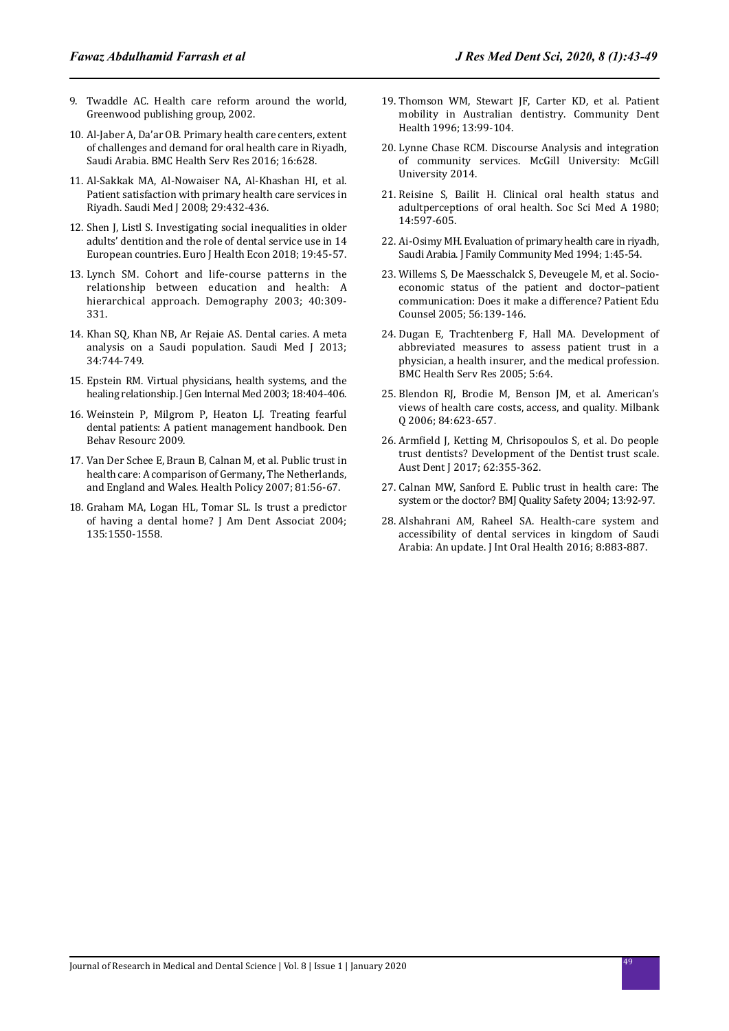9. Twaddle AC. Health care reform around the world, Greenwood publishing group, 2002.

10. Al-Jaber A, Da'ar OB. Primary health care centers, extent of challenges and demand for oral health care in Riyadh, Saudi Arabia. BMC Health Serv Res 2016; 16:628.

11. Al-Sakkak MA, Al-Nowaiser NA, Al-Khashan HI, et al. Patient satisfaction with primary health care services in Riyadh. Saudi Med J 2008; 29:432-436.

12. Shen J, Listl S. Investigating social inequalities in older adults' dentition and the role of dental service use in 14 European countries. Euro J Health Econ 2018; 19:45-57.

13. Lynch SM. Cohort and life-course patterns in the relationship between education and health: A hierarchical approach. Demography 2003; 40:309-331.

14. Khan SQ, Khan NB, Ar Rejaie AS. Dental caries. A meta analysis on a Saudi population. Saudi Med J 2013; 34:744-749.

15. Epstein RM. Virtual physicians, health systems, and the healing relationship. J Gen Internal Med 2003; 18:404-406.

16. Weinstein P, Milgrom P, Heaton LJ. Treating fearful dental patients: A patient management handbook. Den Behav Resourc 2009.

17. Van Der Schee E, Braun B, Calnan M, et al. Public trust in health care: A comparison of Germany, The Netherlands, and England and Wales. Health Policy 2007; 81:56-67.

18. Graham MA, Logan HL, Tomar SL. Is trust a predictor of having a dental home? J Am Dent Associat 2004; 135:1550-1558.

19. Thomson WM, Stewart JF, Carter KD, et al. Patient mobility in Australian dentistry. Community Dent Health 1996; 13:99-104.

20. Lynne Chase RCM. Discourse Analysis and integration of community services. McGill University: McGill University 2014.

21. Reisine S, Bailit H. Clinical oral health status and adultperceptions of oral health. Soc Sci Med A 1980; 14:597-605.

22. Ai-Osimy MH. Evaluation of primary health care in riyadh, Saudi Arabia. J Family Community Med 1994; 1:45-54.

23. Willems S, De Maesschalck S, Deveugele M, et al. Socio-economic status of the patient and doctor–patient communication: Does it make a difference? Patient Edu Counsel 2005; 56:139-146.

24. Dugan E, Trachtenberg F, Hall MA. Development of abbreviated measures to assess patient trust in a physician, a health insurer, and the medical profession. BMC Health Serv Res 2005; 5:64.

25. Blendon RJ, Brodie M, Benson JM, et al. American's views of health care costs, access, and quality. Milbank Q 2006; 84:623-657.

26. Armfield J, Ketting M, Chrisopoulos S, et al. Do people trust dentists? Development of the Dentist trust scale. Aust Dent J 2017; 62:355-362.

27. Calnan MW, Sanford E. Public trust in health care: The system or the doctor? BMJ Quality Safety 2004; 13:92-97.

28. Alshahrani AM, Raheel SA. Health-care system and accessibility of dental services in kingdom of Saudi Arabia: An update. J Int Oral Health 2016; 8:883-887.